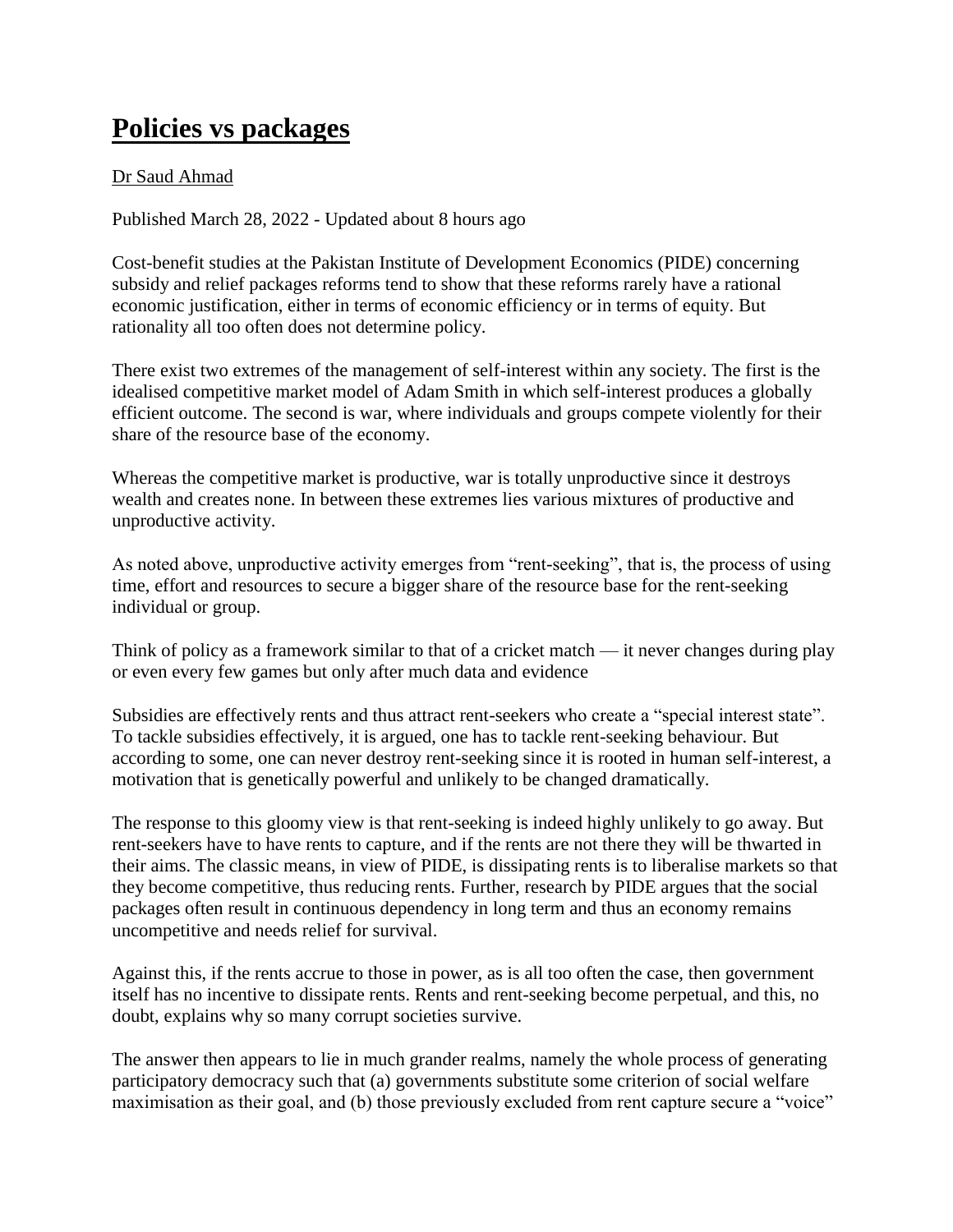# Policies vs packages

Dr Saud Ahmad

Published March 28, 2022 - Updated about 8 hours ago

Cost-benefit studies at the Pakistan Institute of Development Economics (PIDE) concerning subsidy and relief packages reforms tend to show that these reforms rarely have a rational economic justification, either in terms of economic efficiency or in terms of equity. But rationality all too often does not determine policy.

There exist two extremes of the management of self-interest within any society. The first is the idealised competitive market model of Adam Smith in which self-interest produces a globally efficient outcome. The second is war, where individuals and groups compete violently for their share of the resource base of the economy.

Whereas the competitive market is productive, war is totally unproductive since it destroys wealth and creates none. In between these extremes lies various mixtures of productive and unproductive activity.

As noted above, unproductive activity emerges from "rent-seeking", that is, the process of using time, effort and resources to secure a bigger share of the resource base for the rent-seeking individual or group.

Think of policy as a framework similar to that of a cricket match — it never changes during play or even every few games but only after much data and evidence

Subsidies are effectively rents and thus attract rent-seekers who create a "special interest state". To tackle subsidies effectively, it is argued, one has to tackle rent-seeking behaviour. But according to some, one can never destroy rent-seeking since it is rooted in human self-interest, a motivation that is genetically powerful and unlikely to be changed dramatically.

The response to this gloomy view is that rent-seeking is indeed highly unlikely to go away. But rent-seekers have to have rents to capture, and if the rents are not there they will be thwarted in their aims. The classic means, in view of PIDE, is dissipating rents is to liberalise markets so that they become competitive, thus reducing rents. Further, research by PIDE argues that the social packages often result in continuous dependency in long term and thus an economy remains uncompetitive and needs relief for survival.

Against this, if the rents accrue to those in power, as is all too often the case, then government itself has no incentive to dissipate rents. Rents and rent-seeking become perpetual, and this, no doubt, explains why so many corrupt societies survive.

The answer then appears to lie in much grander realms, namely the whole process of generating participatory democracy such that (a) governments substitute some criterion of social welfare maximisation as their goal, and (b) those previously excluded from rent capture secure a "voice"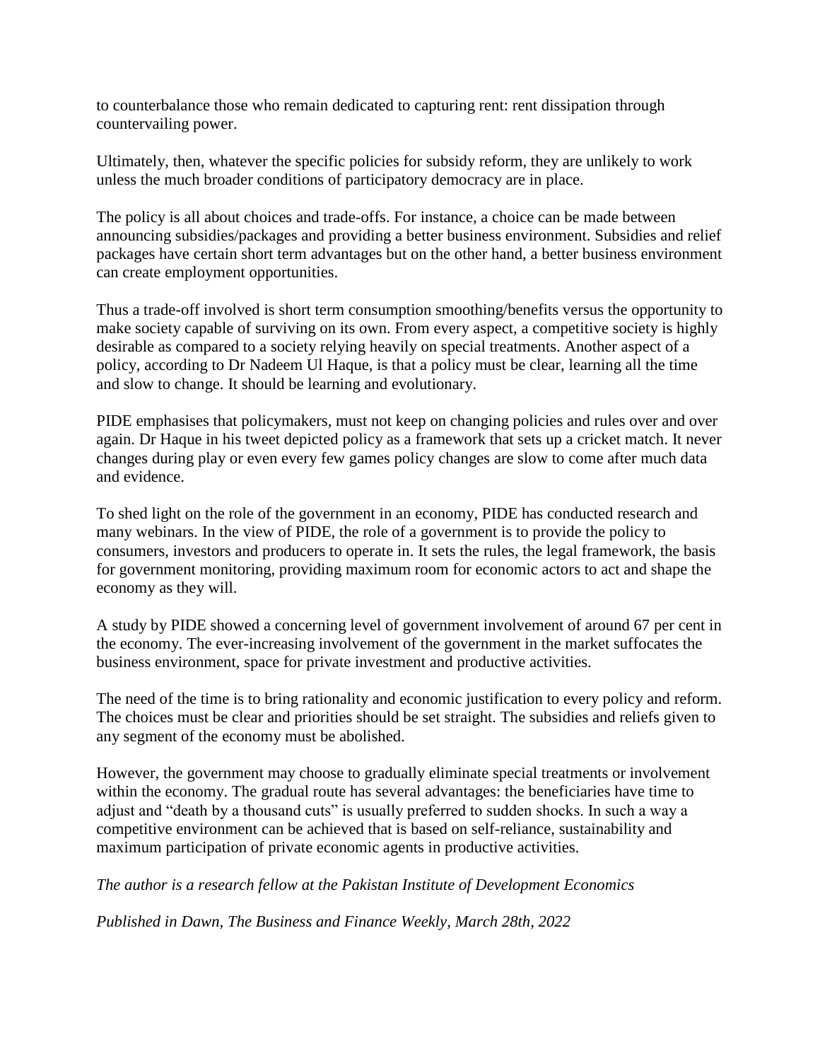to counterbalance those who remain dedicated to capturing rent: rent dissipation through countervailing power.

Ultimately, then, whatever the specific policies for subsidy reform, they are unlikely to work unless the much broader conditions of participatory democracy are in place.

The policy is all about choices and trade-offs. For instance, a choice can be made between announcing subsidies/packages and providing a better business environment. Subsidies and relief packages have certain short term advantages but on the other hand, a better business environment can create employment opportunities.

Thus a trade-off involved is short term consumption smoothing/benefits versus the opportunity to make society capable of surviving on its own. From every aspect, a competitive society is highly desirable as compared to a society relying heavily on special treatments. Another aspect of a policy, according to Dr Nadeem Ul Haque, is that a policy must be clear, learning all the time and slow to change. It should be learning and evolutionary.

PIDE emphasises that policymakers, must not keep on changing policies and rules over and over again. Dr Haque in his tweet depicted policy as a framework that sets up a cricket match. It never changes during play or even every few games policy changes are slow to come after much data and evidence.

To shed light on the role of the government in an economy, PIDE has conducted research and many webinars. In the view of PIDE, the role of a government is to provide the policy to consumers, investors and producers to operate in. It sets the rules, the legal framework, the basis for government monitoring, providing maximum room for economic actors to act and shape the economy as they will.

A study by PIDE showed a concerning level of government involvement of around 67 per cent in the economy. The ever-increasing involvement of the government in the market suffocates the business environment, space for private investment and productive activities.

The need of the time is to bring rationality and economic justification to every policy and reform. The choices must be clear and priorities should be set straight. The subsidies and reliefs given to any segment of the economy must be abolished.

However, the government may choose to gradually eliminate special treatments or involvement within the economy. The gradual route has several advantages: the beneficiaries have time to adjust and "death by a thousand cuts" is usually preferred to sudden shocks. In such a way a competitive environment can be achieved that is based on self-reliance, sustainability and maximum participation of private economic agents in productive activities.

*The author is a research fellow at the Pakistan Institute of Development Economics*

*Published in Dawn, The Business and Finance Weekly, March 28th, 2022*